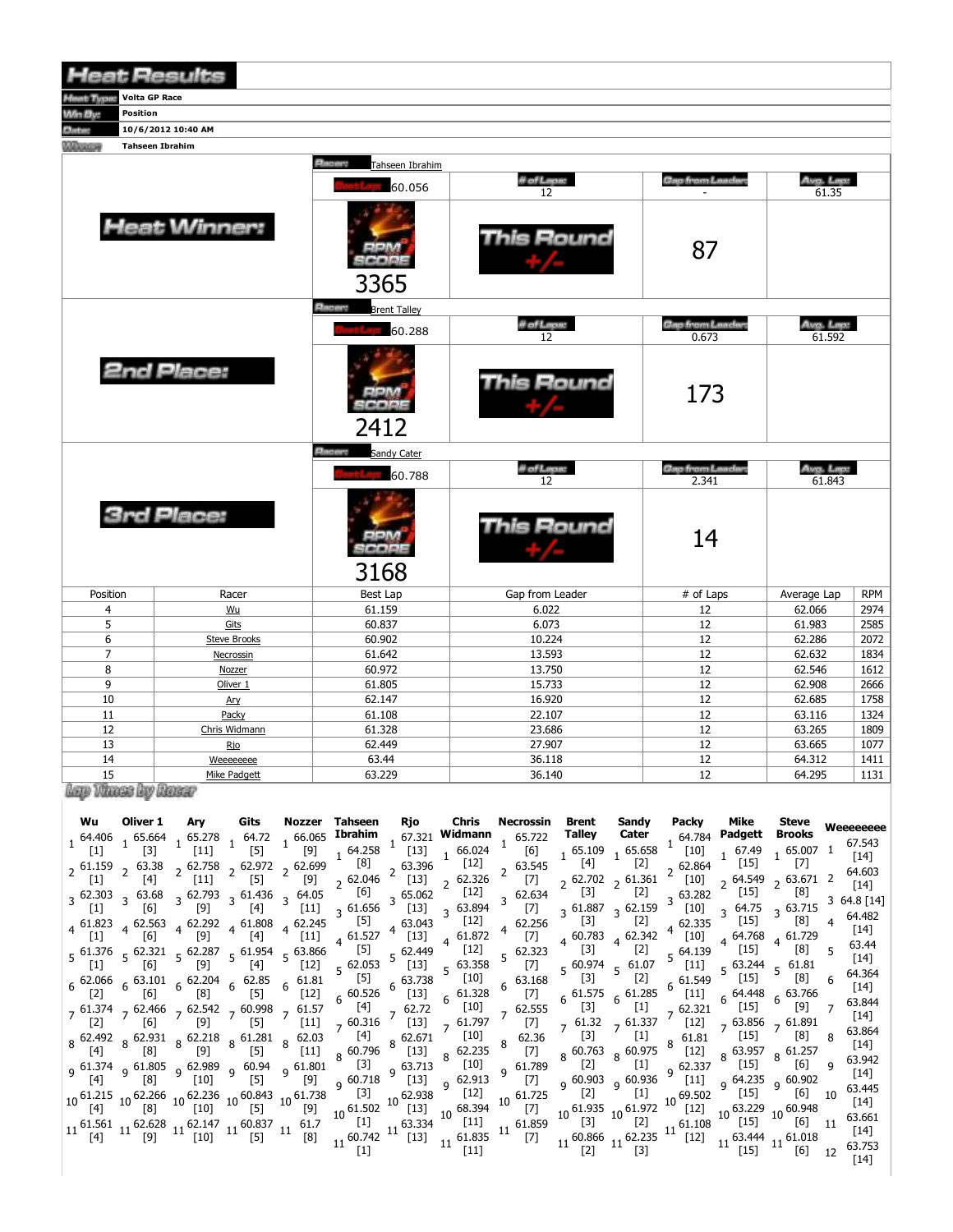# Heat Results

| | |
|---|---|
| Heat Type: | Volta GP Race |
| Win By: | Position |
| Date: | 10/6/2012 10:40 AM |
| Winner: | Tahseen Ibrahim |

## Heat Winner:

**Racer:** Tahseen Ibrahim

| Best Lap | # of Laps | Gap from Leader | Avg. Lap |
|---|---|---|---|
| 60.056 | 12 | - | 61.35 |

RPM SCORE: 3365

This Round +/-: 87

## 2nd Place:

**Racer:** Brent Talley

| Best Lap | # of Laps | Gap from Leader | Avg. Lap |
|---|---|---|---|
| 60.288 | 12 | 0.673 | 61.592 |

RPM SCORE: 2412

This Round +/-: 173

## 3rd Place:

**Racer:** Sandy Cater

| Best Lap | # of Laps | Gap from Leader | Avg. Lap |
|---|---|---|---|
| 60.788 | 12 | 2.341 | 61.843 |

RPM SCORE: 3168

This Round +/-: 14

| Position | Racer | Best Lap | Gap from Leader | # of Laps | Average Lap | RPM |
|---|---|---|---|---|---|---|
| 4 | Wu | 61.159 | 6.022 | 12 | 62.066 | 2974 |
| 5 | Gits | 60.837 | 6.073 | 12 | 61.983 | 2585 |
| 6 | Steve Brooks | 60.902 | 10.224 | 12 | 62.286 | 2072 |
| 7 | Necrossin | 61.642 | 13.593 | 12 | 62.632 | 1834 |
| 8 | Nozzer | 60.972 | 13.750 | 12 | 62.546 | 1612 |
| 9 | Oliver 1 | 61.805 | 15.733 | 12 | 62.908 | 2666 |
| 10 | Ary | 62.147 | 16.920 | 12 | 62.685 | 1758 |
| 11 | Packy | 61.108 | 22.107 | 12 | 63.116 | 1324 |
| 12 | Chris Widmann | 61.328 | 23.686 | 12 | 63.265 | 1809 |
| 13 | Rjo | 62.449 | 27.907 | 12 | 63.665 | 1077 |
| 14 | Weeeeeeee | 63.44 | 36.118 | 12 | 64.312 | 1411 |
| 15 | Mike Padgett | 63.229 | 36.140 | 12 | 64.295 | 1131 |

## Lap Times by Racer

| Lap | Wu | Oliver 1 | Ary | Gits | Nozzer | Tahseen Ibrahim | Rjo | Chris Widmann | Necrossin | Brent Talley | Sandy Cater | Packy | Mike Padgett | Steve Brooks | Weeeeeeee |
|---|---|---|---|---|---|---|---|---|---|---|---|---|---|---|---|
| 1 | 64.406 [1] | 65.664 [3] | 65.278 [11] | 64.72 [5] | 66.065 [9] | 64.258 [8] | 67.321 [13] | 66.024 [12] | 65.722 [6] | 65.109 [4] | 65.658 [2] | 64.784 [10] | 67.49 [15] | 65.007 [7] | 67.543 [14] |
| 2 | 61.159 [1] | 63.38 [4] | 62.758 [11] | 62.972 [5] | 62.699 [9] | 62.046 [6] | 63.396 [13] | 62.326 [12] | 63.545 [7] | 62.702 [3] | 61.361 [2] | 62.864 [10] | 64.549 [15] | 63.671 [8] | 64.603 [14] |
| 3 | 62.303 [1] | 63.68 [6] | 62.793 [9] | 61.436 [4] | 64.05 [11] | 61.656 [5] | 65.062 [13] | 63.894 [12] | 62.634 [7] | 61.887 [3] | 62.159 [2] | 63.282 [10] | 64.75 [15] | 63.715 [8] | 64.8 [14] |
| 4 | 61.823 [1] | 62.563 [6] | 62.292 [9] | 61.808 [4] | 62.245 [11] | 61.527 [5] | 63.043 [13] | 61.872 [12] | 62.256 [7] | 60.783 [3] | 62.342 [2] | 62.335 [10] | 64.768 [15] | 61.729 [8] | 64.482 [14] |
| 5 | 61.376 [1] | 62.321 [6] | 62.287 [9] | 61.954 [4] | 63.866 [12] | 62.053 [5] | 62.449 [13] | 63.358 [10] | 62.323 [7] | 60.974 [3] | 61.07 [2] | 64.139 [11] | 63.244 [15] | 61.81 [8] | 63.44 [14] |
| 6 | 62.066 [2] | 63.101 [6] | 62.204 [8] | 62.85 [5] | 61.81 [12] | 60.526 [4] | 63.738 [13] | 61.328 [10] | 63.168 [7] | 61.575 [3] | 61.285 [1] | 61.549 [11] | 64.448 [15] | 63.766 [9] | 64.364 [14] |
| 7 | 61.374 [2] | 62.466 [6] | 62.542 [9] | 60.998 [5] | 61.57 [11] | 60.316 [4] | 62.72 [13] | 61.797 [10] | 62.555 [7] | 61.32 [3] | 61.337 [1] | 62.321 [12] | 63.856 [15] | 61.891 [8] | 63.844 [14] |
| 8 | 62.492 [4] | 62.931 [8] | 62.218 [9] | 61.281 [5] | 62.03 [11] | 60.796 [3] | 62.671 [13] | 62.235 [10] | 62.36 [7] | 60.763 [2] | 60.975 [1] | 61.81 [12] | 63.957 [15] | 61.257 [6] | 63.864 [14] |
| 9 | 61.374 [4] | 61.805 [8] | 62.989 [10] | 60.94 [5] | 61.801 [9] | 60.718 [3] | 63.713 [13] | 62.913 [12] | 61.789 [7] | 60.903 [2] | 60.936 [1] | 62.337 [11] | 64.235 [15] | 60.902 [6] | 63.942 [14] |
| 10 | 61.215 [4] | 62.266 [8] | 62.236 [10] | 60.843 [5] | 61.738 [9] | 61.502 [1] | 62.938 [13] | 68.394 [11] | 61.725 [7] | 61.935 [3] | 61.972 [2] | 69.502 [12] | 63.229 [15] | 60.948 [6] | 63.445 [14] |
| 11 | 61.561 [4] | 62.628 [9] | 62.147 [10] | 60.837 [5] | 61.7 [8] | 60.742 [1] | 63.334 [13] | 61.835 [11] | 61.859 [7] | 60.866 [2] | 62.235 [3] | 61.108 [12] | 63.444 [15] | 61.018 [6] | 63.661 [14] |
| 12 | | | | | | | | | | | | | | | 63.753 [14] |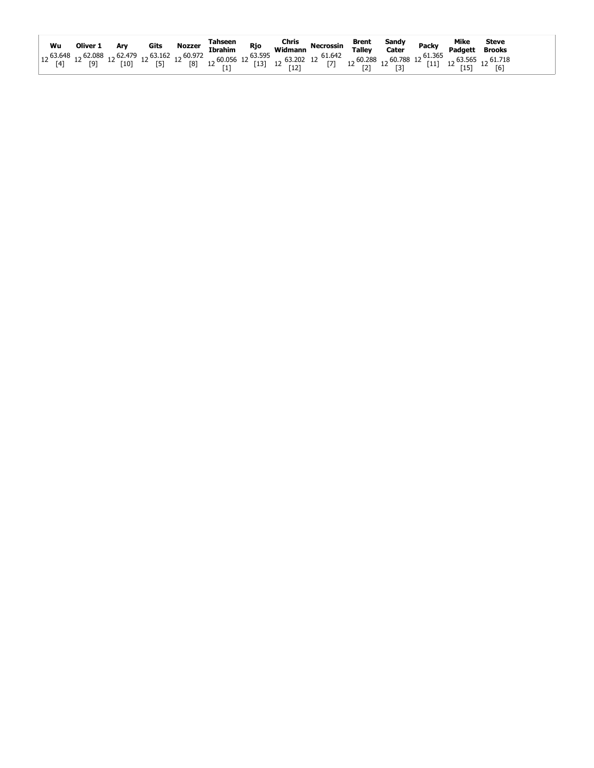| Wu | Oliver 1 | Ary | Gits | Nozzer | Tahseen Ibrahim | Rjo | Chris Widmann | Necrossin | Brent Talley | Sandy Cater | Packy | Mike Padgett | Steve Brooks |
|---|---|---|---|---|---|---|---|---|---|---|---|---|---|
| 12 63.648 [4] | 12 62.088 [9] | 12 62.479 [10] | 12 63.162 [5] | 12 60.972 [8] | 12 60.056 [1] | 12 63.595 [13] | 12 63.202 [12] | 12 61.642 [7] | 12 60.288 [2] | 12 60.788 [3] | 12 61.365 [11] | 12 63.565 [15] | 12 61.718 [6] |